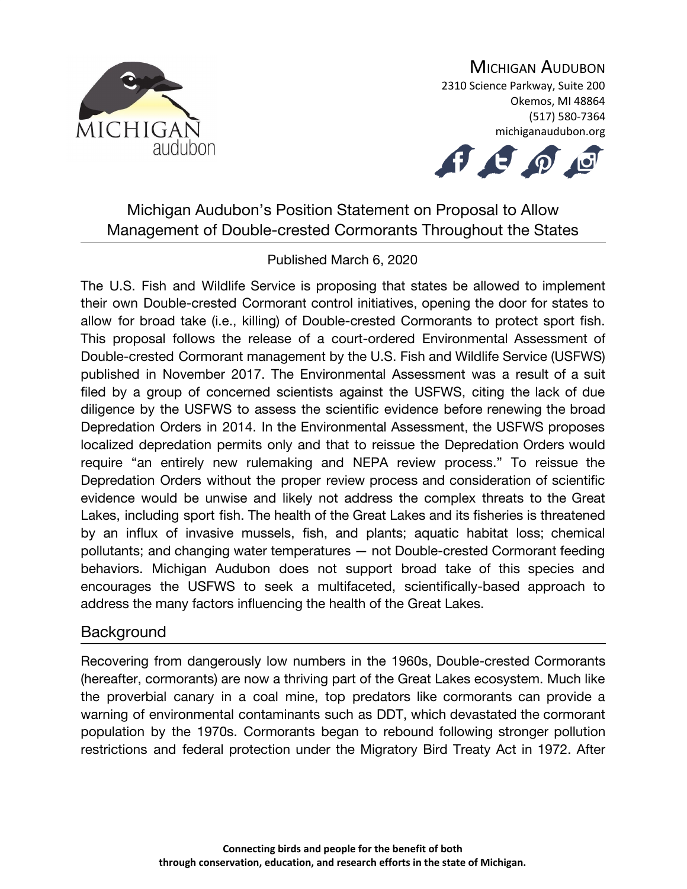MICHIGAN AUDUBON
2310 Science Parkway, Suite 200
Okemos, MI 48864
(517) 580-7364
michiganaudubon.org

# Michigan Audubon's Position Statement on Proposal to Allow Management of Double-crested Cormorants Throughout the States

Published March 6, 2020

The U.S. Fish and Wildlife Service is proposing that states be allowed to implement their own Double-crested Cormorant control initiatives, opening the door for states to allow for broad take (i.e., killing) of Double-crested Cormorants to protect sport fish. This proposal follows the release of a court-ordered Environmental Assessment of Double-crested Cormorant management by the U.S. Fish and Wildlife Service (USFWS) published in November 2017. The Environmental Assessment was a result of a suit filed by a group of concerned scientists against the USFWS, citing the lack of due diligence by the USFWS to assess the scientific evidence before renewing the broad Depredation Orders in 2014. In the Environmental Assessment, the USFWS proposes localized depredation permits only and that to reissue the Depredation Orders would require "an entirely new rulemaking and NEPA review process." To reissue the Depredation Orders without the proper review process and consideration of scientific evidence would be unwise and likely not address the complex threats to the Great Lakes, including sport fish. The health of the Great Lakes and its fisheries is threatened by an influx of invasive mussels, fish, and plants; aquatic habitat loss; chemical pollutants; and changing water temperatures — not Double-crested Cormorant feeding behaviors. Michigan Audubon does not support broad take of this species and encourages the USFWS to seek a multifaceted, scientifically-based approach to address the many factors influencing the health of the Great Lakes.

## Background

Recovering from dangerously low numbers in the 1960s, Double-crested Cormorants (hereafter, cormorants) are now a thriving part of the Great Lakes ecosystem. Much like the proverbial canary in a coal mine, top predators like cormorants can provide a warning of environmental contaminants such as DDT, which devastated the cormorant population by the 1970s. Cormorants began to rebound following stronger pollution restrictions and federal protection under the Migratory Bird Treaty Act in 1972. After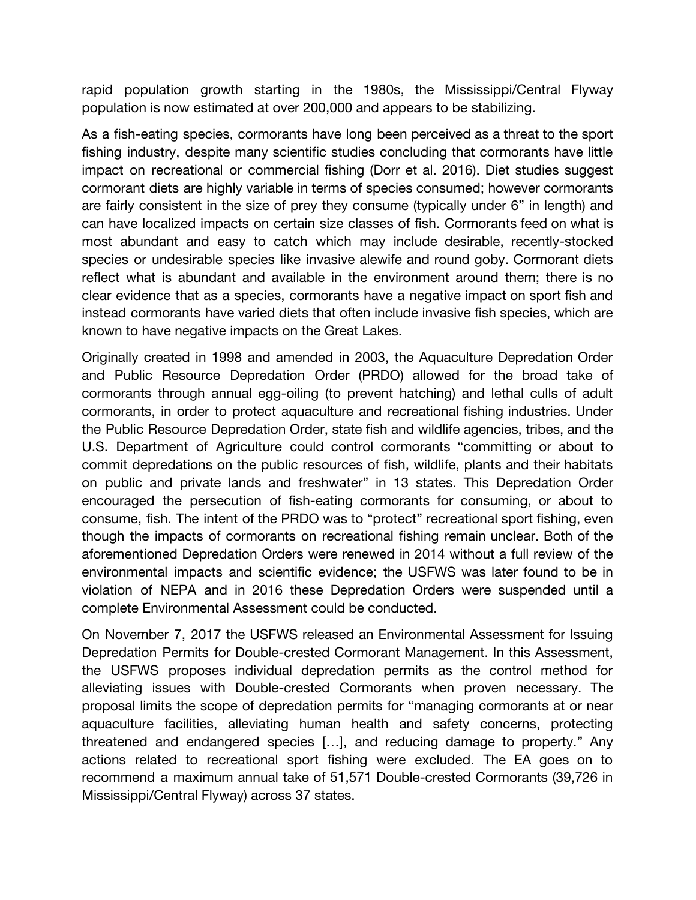rapid population growth starting in the 1980s, the Mississippi/Central Flyway population is now estimated at over 200,000 and appears to be stabilizing.

As a fish-eating species, cormorants have long been perceived as a threat to the sport fishing industry, despite many scientific studies concluding that cormorants have little impact on recreational or commercial fishing (Dorr et al. 2016). Diet studies suggest cormorant diets are highly variable in terms of species consumed; however cormorants are fairly consistent in the size of prey they consume (typically under 6" in length) and can have localized impacts on certain size classes of fish. Cormorants feed on what is most abundant and easy to catch which may include desirable, recently-stocked species or undesirable species like invasive alewife and round goby. Cormorant diets reflect what is abundant and available in the environment around them; there is no clear evidence that as a species, cormorants have a negative impact on sport fish and instead cormorants have varied diets that often include invasive fish species, which are known to have negative impacts on the Great Lakes.

Originally created in 1998 and amended in 2003, the Aquaculture Depredation Order and Public Resource Depredation Order (PRDO) allowed for the broad take of cormorants through annual egg-oiling (to prevent hatching) and lethal culls of adult cormorants, in order to protect aquaculture and recreational fishing industries. Under the Public Resource Depredation Order, state fish and wildlife agencies, tribes, and the U.S. Department of Agriculture could control cormorants "committing or about to commit depredations on the public resources of fish, wildlife, plants and their habitats on public and private lands and freshwater" in 13 states. This Depredation Order encouraged the persecution of fish-eating cormorants for consuming, or about to consume, fish. The intent of the PRDO was to "protect" recreational sport fishing, even though the impacts of cormorants on recreational fishing remain unclear. Both of the aforementioned Depredation Orders were renewed in 2014 without a full review of the environmental impacts and scientific evidence; the USFWS was later found to be in violation of NEPA and in 2016 these Depredation Orders were suspended until a complete Environmental Assessment could be conducted.

On November 7, 2017 the USFWS released an Environmental Assessment for Issuing Depredation Permits for Double-crested Cormorant Management. In this Assessment, the USFWS proposes individual depredation permits as the control method for alleviating issues with Double-crested Cormorants when proven necessary. The proposal limits the scope of depredation permits for "managing cormorants at or near aquaculture facilities, alleviating human health and safety concerns, protecting threatened and endangered species […], and reducing damage to property." Any actions related to recreational sport fishing were excluded. The EA goes on to recommend a maximum annual take of 51,571 Double-crested Cormorants (39,726 in Mississippi/Central Flyway) across 37 states.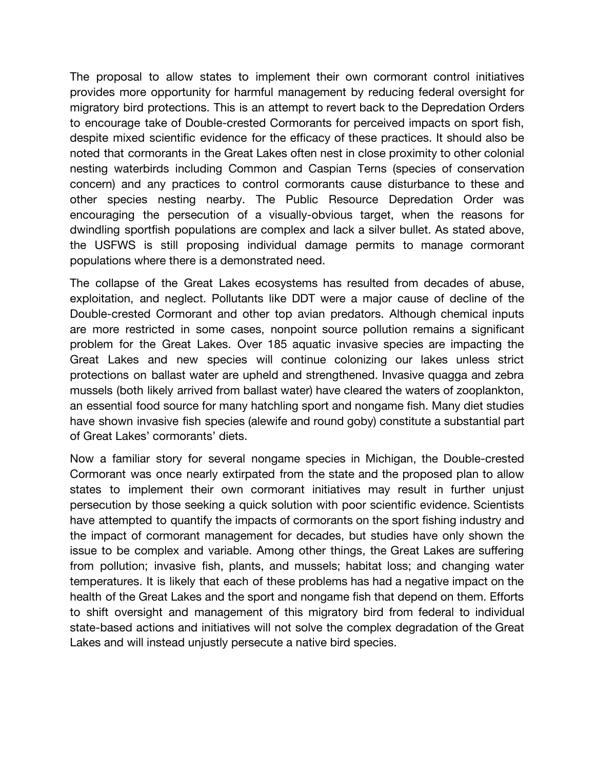The proposal to allow states to implement their own cormorant control initiatives provides more opportunity for harmful management by reducing federal oversight for migratory bird protections. This is an attempt to revert back to the Depredation Orders to encourage take of Double-crested Cormorants for perceived impacts on sport fish, despite mixed scientific evidence for the efficacy of these practices. It should also be noted that cormorants in the Great Lakes often nest in close proximity to other colonial nesting waterbirds including Common and Caspian Terns (species of conservation concern) and any practices to control cormorants cause disturbance to these and other species nesting nearby. The Public Resource Depredation Order was encouraging the persecution of a visually-obvious target, when the reasons for dwindling sportfish populations are complex and lack a silver bullet. As stated above, the USFWS is still proposing individual damage permits to manage cormorant populations where there is a demonstrated need.

The collapse of the Great Lakes ecosystems has resulted from decades of abuse, exploitation, and neglect. Pollutants like DDT were a major cause of decline of the Double-crested Cormorant and other top avian predators. Although chemical inputs are more restricted in some cases, nonpoint source pollution remains a significant problem for the Great Lakes. Over 185 aquatic invasive species are impacting the Great Lakes and new species will continue colonizing our lakes unless strict protections on ballast water are upheld and strengthened. Invasive quagga and zebra mussels (both likely arrived from ballast water) have cleared the waters of zooplankton, an essential food source for many hatchling sport and nongame fish. Many diet studies have shown invasive fish species (alewife and round goby) constitute a substantial part of Great Lakes' cormorants' diets.

Now a familiar story for several nongame species in Michigan, the Double-crested Cormorant was once nearly extirpated from the state and the proposed plan to allow states to implement their own cormorant initiatives may result in further unjust persecution by those seeking a quick solution with poor scientific evidence. Scientists have attempted to quantify the impacts of cormorants on the sport fishing industry and the impact of cormorant management for decades, but studies have only shown the issue to be complex and variable. Among other things, the Great Lakes are suffering from pollution; invasive fish, plants, and mussels; habitat loss; and changing water temperatures. It is likely that each of these problems has had a negative impact on the health of the Great Lakes and the sport and nongame fish that depend on them. Efforts to shift oversight and management of this migratory bird from federal to individual state-based actions and initiatives will not solve the complex degradation of the Great Lakes and will instead unjustly persecute a native bird species.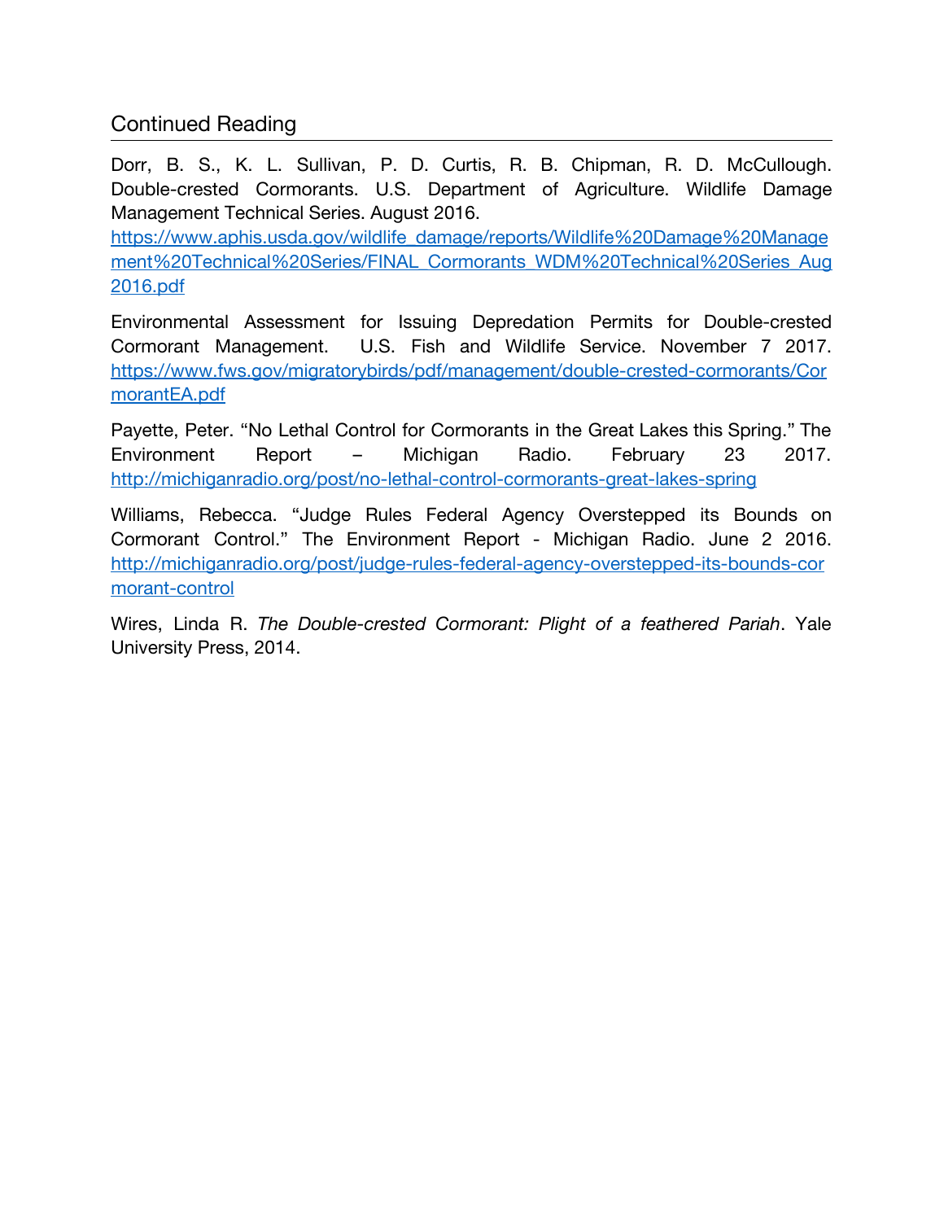## Continued Reading

Dorr, B. S., K. L. Sullivan, P. D. Curtis, R. B. Chipman, R. D. McCullough. Double-crested Cormorants. U.S. Department of Agriculture. Wildlife Damage Management Technical Series. August 2016. https://www.aphis.usda.gov/wildlife_damage/reports/Wildlife%20Damage%20Management%20Technical%20Series/FINAL_Cormorants_WDM%20Technical%20Series_Aug2016.pdf

Environmental Assessment for Issuing Depredation Permits for Double-crested Cormorant Management. U.S. Fish and Wildlife Service. November 7 2017. https://www.fws.gov/migratorybirds/pdf/management/double-crested-cormorants/CormorantEA.pdf

Payette, Peter. “No Lethal Control for Cormorants in the Great Lakes this Spring.” The Environment Report – Michigan Radio. February 23 2017. http://michiganradio.org/post/no-lethal-control-cormorants-great-lakes-spring

Williams, Rebecca. “Judge Rules Federal Agency Overstepped its Bounds on Cormorant Control.” The Environment Report - Michigan Radio. June 2 2016. http://michiganradio.org/post/judge-rules-federal-agency-overstepped-its-bounds-cormorant-control

Wires, Linda R. *The Double-crested Cormorant: Plight of a feathered Pariah*. Yale University Press, 2014.